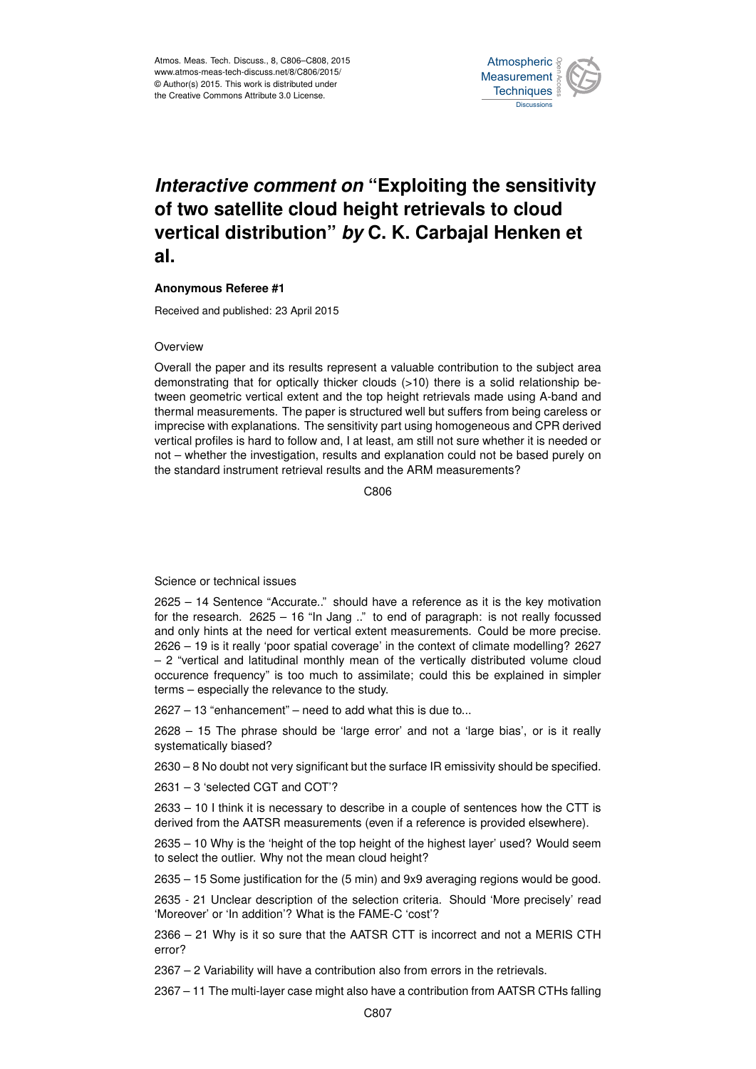# *Interactive comment on* "Exploiting the sensitivity of two satellite cloud height retrievals to cloud vertical distribution" *by* C. K. Carbajal Henken et al.

**Anonymous Referee #1**

Received and published: 23 April 2015

Overview

Overall the paper and its results represent a valuable contribution to the subject area demonstrating that for optically thicker clouds (>10) there is a solid relationship between geometric vertical extent and the top height retrievals made using A-band and thermal measurements. The paper is structured well but suffers from being careless or imprecise with explanations. The sensitivity part using homogeneous and CPR derived vertical profiles is hard to follow and, I at least, am still not sure whether it is needed or not – whether the investigation, results and explanation could not be based purely on the standard instrument retrieval results and the ARM measurements?

Science or technical issues

2625 – 14 Sentence "Accurate.." should have a reference as it is the key motivation for the research. 2625 – 16 "In Jang .." to end of paragraph: is not really focussed and only hints at the need for vertical extent measurements. Could be more precise. 2626 – 19 is it really 'poor spatial coverage' in the context of climate modelling? 2627 – 2 "vertical and latitudinal monthly mean of the vertically distributed volume cloud occurence frequency" is too much to assimilate; could this be explained in simpler terms – especially the relevance to the study.

2627 – 13 "enhancement" – need to add what this is due to...

2628 – 15 The phrase should be 'large error' and not a 'large bias', or is it really systematically biased?

2630 – 8 No doubt not very significant but the surface IR emissivity should be specified.

2631 – 3 'selected CGT and COT'?

2633 – 10 I think it is necessary to describe in a couple of sentences how the CTT is derived from the AATSR measurements (even if a reference is provided elsewhere).

2635 – 10 Why is the 'height of the top height of the highest layer' used? Would seem to select the outlier. Why not the mean cloud height?

2635 – 15 Some justification for the (5 min) and 9x9 averaging regions would be good.

2635 - 21 Unclear description of the selection criteria. Should 'More precisely' read 'Moreover' or 'In addition'? What is the FAME-C 'cost'?

2366 – 21 Why is it so sure that the AATSR CTT is incorrect and not a MERIS CTH error?

2367 – 2 Variability will have a contribution also from errors in the retrievals.

2367 – 11 The multi-layer case might also have a contribution from AATSR CTHs falling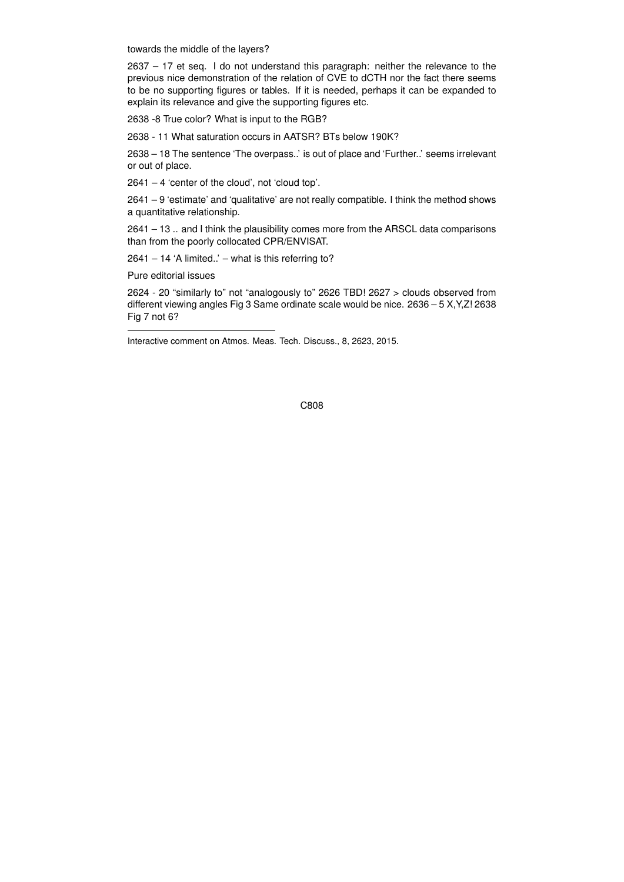towards the middle of the layers?

2637 – 17 et seq. I do not understand this paragraph: neither the relevance to the previous nice demonstration of the relation of CVE to dCTH nor the fact there seems to be no supporting figures or tables. If it is needed, perhaps it can be expanded to explain its relevance and give the supporting figures etc.

2638 -8 True color? What is input to the RGB?

2638 - 11 What saturation occurs in AATSR? BTs below 190K?

2638 – 18 The sentence 'The overpass..' is out of place and 'Further..' seems irrelevant or out of place.

2641 – 4 'center of the cloud', not 'cloud top'.

2641 – 9 'estimate' and 'qualitative' are not really compatible. I think the method shows a quantitative relationship.

2641 – 13 .. and I think the plausibility comes more from the ARSCL data comparisons than from the poorly collocated CPR/ENVISAT.

2641 – 14 'A limited..' – what is this referring to?

Pure editorial issues

2624 - 20 "similarly to" not "analogously to" 2626 TBD! 2627 > clouds observed from different viewing angles Fig 3 Same ordinate scale would be nice. 2636 – 5 X,Y,Z! 2638 Fig 7 not 6?

---

Interactive comment on Atmos. Meas. Tech. Discuss., 8, 2623, 2015.